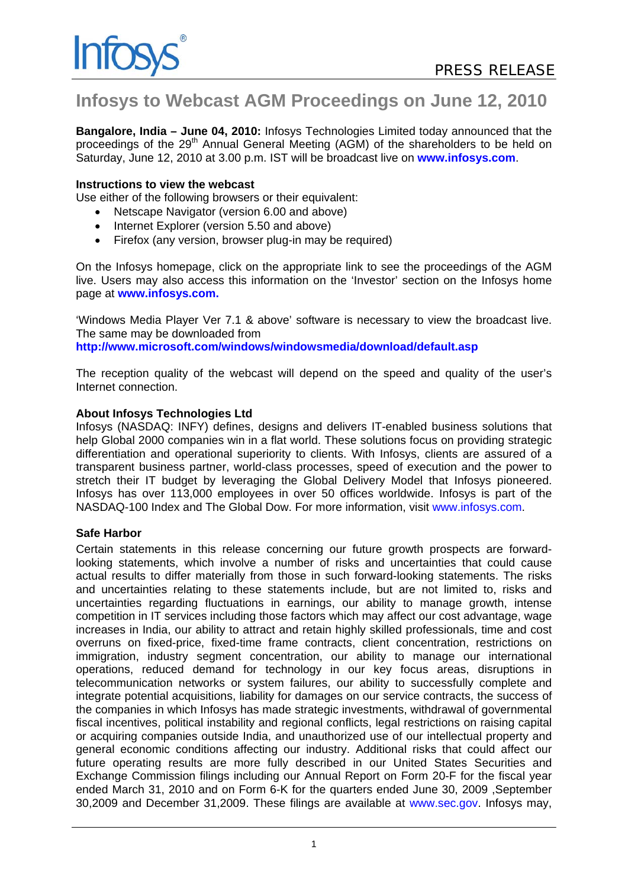Infosys®

PRESS RELEASE

# Infosys to Webcast AGM Proceedings on June 12, 2010

**Bangalore, India – June 04, 2010:** Infosys Technologies Limited today announced that the proceedings of the 29th Annual General Meeting (AGM) of the shareholders to be held on Saturday, June 12, 2010 at 3.00 p.m. IST will be broadcast live on **www.infosys.com**.

**Instructions to view the webcast**
Use either of the following browsers or their equivalent:

- Netscape Navigator (version 6.00 and above)
- Internet Explorer (version 5.50 and above)
- Firefox (any version, browser plug-in may be required)

On the Infosys homepage, click on the appropriate link to see the proceedings of the AGM live. Users may also access this information on the 'Investor' section on the Infosys home page at **www.infosys.com.**

'Windows Media Player Ver 7.1 & above' software is necessary to view the broadcast live. The same may be downloaded from
**http://www.microsoft.com/windows/windowsmedia/download/default.asp**

The reception quality of the webcast will depend on the speed and quality of the user's Internet connection.

**About Infosys Technologies Ltd**
Infosys (NASDAQ: INFY) defines, designs and delivers IT-enabled business solutions that help Global 2000 companies win in a flat world. These solutions focus on providing strategic differentiation and operational superiority to clients. With Infosys, clients are assured of a transparent business partner, world-class processes, speed of execution and the power to stretch their IT budget by leveraging the Global Delivery Model that Infosys pioneered. Infosys has over 113,000 employees in over 50 offices worldwide. Infosys is part of the NASDAQ-100 Index and The Global Dow. For more information, visit www.infosys.com.

**Safe Harbor**
Certain statements in this release concerning our future growth prospects are forward-looking statements, which involve a number of risks and uncertainties that could cause actual results to differ materially from those in such forward-looking statements. The risks and uncertainties relating to these statements include, but are not limited to, risks and uncertainties regarding fluctuations in earnings, our ability to manage growth, intense competition in IT services including those factors which may affect our cost advantage, wage increases in India, our ability to attract and retain highly skilled professionals, time and cost overruns on fixed-price, fixed-time frame contracts, client concentration, restrictions on immigration, industry segment concentration, our ability to manage our international operations, reduced demand for technology in our key focus areas, disruptions in telecommunication networks or system failures, our ability to successfully complete and integrate potential acquisitions, liability for damages on our service contracts, the success of the companies in which Infosys has made strategic investments, withdrawal of governmental fiscal incentives, political instability and regional conflicts, legal restrictions on raising capital or acquiring companies outside India, and unauthorized use of our intellectual property and general economic conditions affecting our industry. Additional risks that could affect our future operating results are more fully described in our United States Securities and Exchange Commission filings including our Annual Report on Form 20-F for the fiscal year ended March 31, 2010 and on Form 6-K for the quarters ended June 30, 2009 ,September 30,2009 and December 31,2009. These filings are available at www.sec.gov. Infosys may,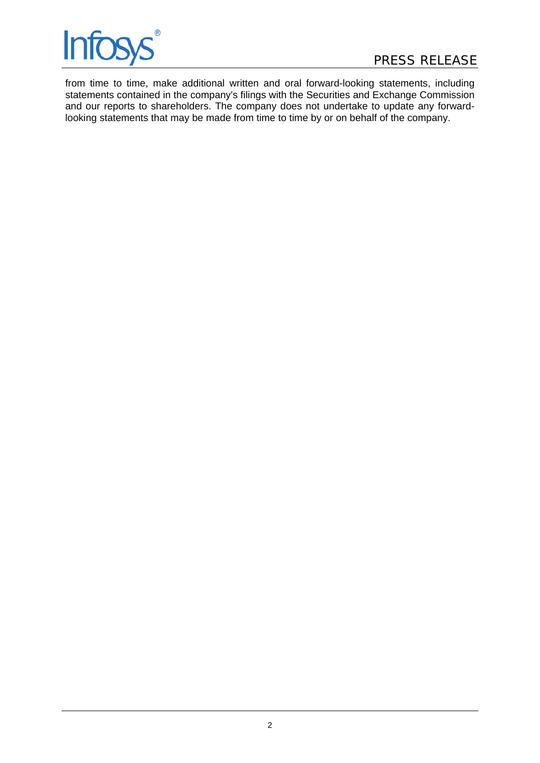from time to time, make additional written and oral forward-looking statements, including statements contained in the company's filings with the Securities and Exchange Commission and our reports to shareholders. The company does not undertake to update any forward-looking statements that may be made from time to time by or on behalf of the company.